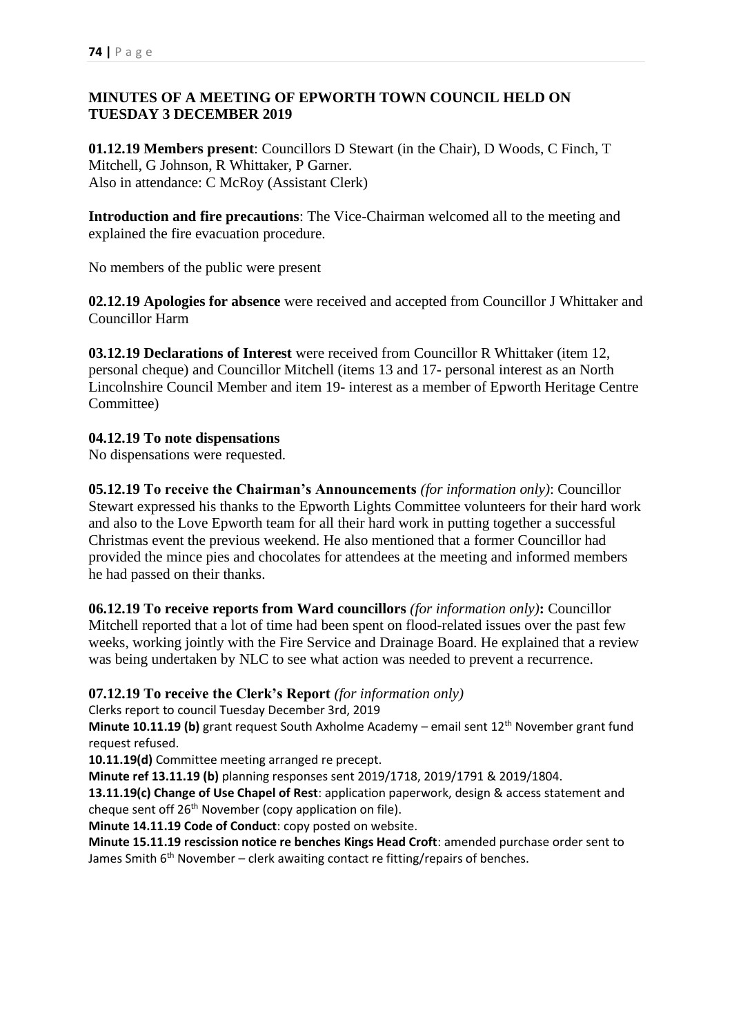## MINUTES OF A MEETING OF EPWORTH TOWN COUNCIL HELD ON TUESDAY 3 DECEMBER 2019

**01.12.19 Members present**: Councillors D Stewart (in the Chair), D Woods, C Finch, T Mitchell, G Johnson, R Whittaker, P Garner.
Also in attendance: C McRoy (Assistant Clerk)

**Introduction and fire precautions**: The Vice-Chairman welcomed all to the meeting and explained the fire evacuation procedure.

No members of the public were present

**02.12.19 Apologies for absence** were received and accepted from Councillor J Whittaker and Councillor Harm

**03.12.19 Declarations of Interest** were received from Councillor R Whittaker (item 12, personal cheque) and Councillor Mitchell (items 13 and 17- personal interest as an North Lincolnshire Council Member and item 19- interest as a member of Epworth Heritage Centre Committee)

**04.12.19 To note dispensations**
No dispensations were requested.

**05.12.19 To receive the Chairman's Announcements** *(for information only)*: Councillor Stewart expressed his thanks to the Epworth Lights Committee volunteers for their hard work and also to the Love Epworth team for all their hard work in putting together a successful Christmas event the previous weekend. He also mentioned that a former Councillor had provided the mince pies and chocolates for attendees at the meeting and informed members he had passed on their thanks.

**06.12.19 To receive reports from Ward councillors** *(for information only)***:** Councillor Mitchell reported that a lot of time had been spent on flood-related issues over the past few weeks, working jointly with the Fire Service and Drainage Board. He explained that a review was being undertaken by NLC to see what action was needed to prevent a recurrence.

**07.12.19 To receive the Clerk's Report** *(for information only)*

Clerks report to council Tuesday December 3rd, 2019

**Minute 10.11.19 (b)** grant request South Axholme Academy – email sent 12th November grant fund request refused.

**10.11.19(d)** Committee meeting arranged re precept.

**Minute ref 13.11.19 (b)** planning responses sent 2019/1718, 2019/1791 & 2019/1804.

**13.11.19(c) Change of Use Chapel of Rest**: application paperwork, design & access statement and cheque sent off 26th November (copy application on file).

**Minute 14.11.19 Code of Conduct**: copy posted on website.

**Minute 15.11.19 rescission notice re benches Kings Head Croft**: amended purchase order sent to James Smith 6th November – clerk awaiting contact re fitting/repairs of benches.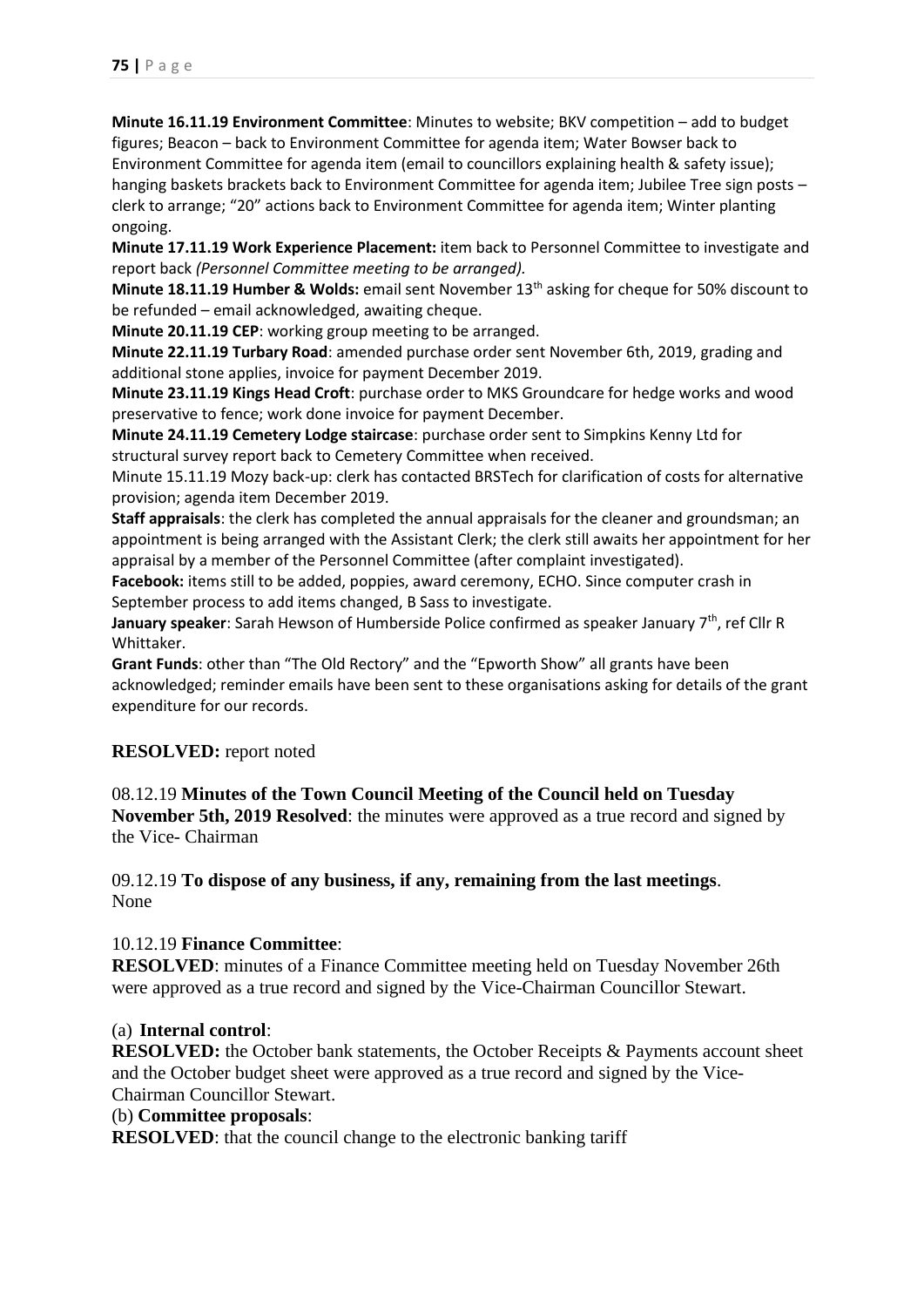**Minute 16.11.19 Environment Committee**: Minutes to website; BKV competition – add to budget figures; Beacon – back to Environment Committee for agenda item; Water Bowser back to Environment Committee for agenda item (email to councillors explaining health & safety issue); hanging baskets brackets back to Environment Committee for agenda item; Jubilee Tree sign posts – clerk to arrange; "20" actions back to Environment Committee for agenda item; Winter planting ongoing.

**Minute 17.11.19 Work Experience Placement:** item back to Personnel Committee to investigate and report back *(Personnel Committee meeting to be arranged).*

**Minute 18.11.19 Humber & Wolds:** email sent November 13th asking for cheque for 50% discount to be refunded – email acknowledged, awaiting cheque.

**Minute 20.11.19 CEP**: working group meeting to be arranged.

**Minute 22.11.19 Turbary Road**: amended purchase order sent November 6th, 2019, grading and additional stone applies, invoice for payment December 2019.

**Minute 23.11.19 Kings Head Croft**: purchase order to MKS Groundcare for hedge works and wood preservative to fence; work done invoice for payment December.

**Minute 24.11.19 Cemetery Lodge staircase**: purchase order sent to Simpkins Kenny Ltd for structural survey report back to Cemetery Committee when received.

Minute 15.11.19 Mozy back-up: clerk has contacted BRSTech for clarification of costs for alternative provision; agenda item December 2019.

**Staff appraisals**: the clerk has completed the annual appraisals for the cleaner and groundsman; an appointment is being arranged with the Assistant Clerk; the clerk still awaits her appointment for her appraisal by a member of the Personnel Committee (after complaint investigated).

**Facebook:** items still to be added, poppies, award ceremony, ECHO. Since computer crash in September process to add items changed, B Sass to investigate.

**January speaker**: Sarah Hewson of Humberside Police confirmed as speaker January 7th, ref Cllr R Whittaker.

**Grant Funds**: other than "The Old Rectory" and the "Epworth Show" all grants have been acknowledged; reminder emails have been sent to these organisations asking for details of the grant expenditure for our records.

**RESOLVED:** report noted

08.12.19 **Minutes of the Town Council Meeting of the Council held on Tuesday November 5th, 2019 Resolved**: the minutes were approved as a true record and signed by the Vice- Chairman

09.12.19 **To dispose of any business, if any, remaining from the last meetings**. None

10.12.19 **Finance Committee**:

**RESOLVED**: minutes of a Finance Committee meeting held on Tuesday November 26th were approved as a true record and signed by the Vice-Chairman Councillor Stewart.

(a) **Internal control**:

**RESOLVED:** the October bank statements, the October Receipts & Payments account sheet and the October budget sheet were approved as a true record and signed by the Vice-Chairman Councillor Stewart.

(b) **Committee proposals**:

**RESOLVED**: that the council change to the electronic banking tariff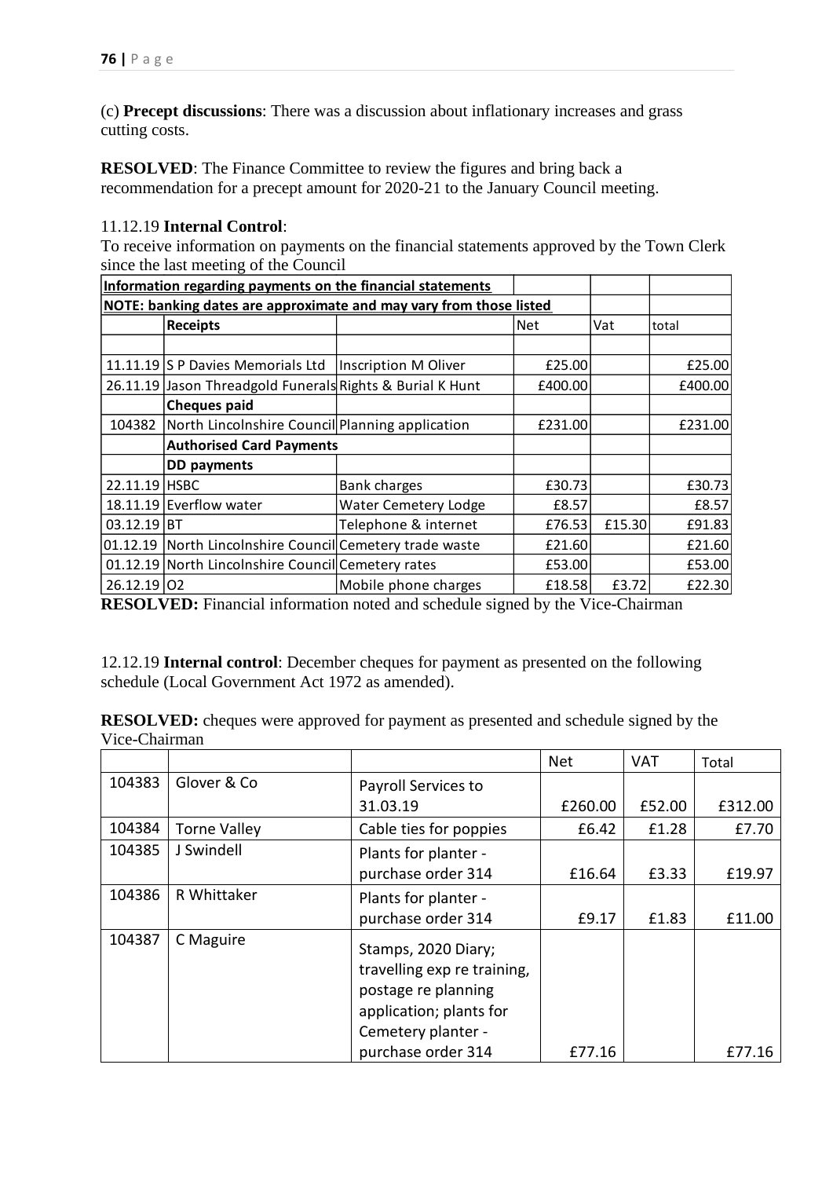(c) **Precept discussions**: There was a discussion about inflationary increases and grass cutting costs.

**RESOLVED**: The Finance Committee to review the figures and bring back a recommendation for a precept amount for 2020-21 to the January Council meeting.

11.12.19 **Internal Control**:

To receive information on payments on the financial statements approved by the Town Clerk since the last meeting of the Council

| **Information regarding payments on the financial statements** | | | | | |
|---|---|---|---|---|---|
| **NOTE: banking dates are approximate and may vary from those listed** | | | | | |
| | **Receipts** | | Net | Vat | total |
| | | | | | |
| 11.11.19 | S P Davies Memorials Ltd | Inscription M Oliver | £25.00 | | £25.00 |
| 26.11.19 | Jason Threadgold Funerals | Rights & Burial K Hunt | £400.00 | | £400.00 |
| | **Cheques paid** | | | | |
| 104382 | North Lincolnshire Council | Planning application | £231.00 | | £231.00 |
| | **Authorised Card Payments** | | | | |
| | **DD payments** | | | | |
| 22.11.19 | HSBC | Bank charges | £30.73 | | £30.73 |
| 18.11.19 | Everflow water | Water Cemetery Lodge | £8.57 | | £8.57 |
| 03.12.19 | BT | Telephone & internet | £76.53 | £15.30 | £91.83 |
| 01.12.19 | North Lincolnshire Council | Cemetery trade waste | £21.60 | | £21.60 |
| 01.12.19 | North Lincolnshire Council | Cemetery rates | £53.00 | | £53.00 |
| 26.12.19 | O2 | Mobile phone charges | £18.58 | £3.72 | £22.30 |

**RESOLVED:** Financial information noted and schedule signed by the Vice-Chairman

12.12.19 **Internal control**: December cheques for payment as presented on the following schedule (Local Government Act 1972 as amended).

**RESOLVED:** cheques were approved for payment as presented and schedule signed by the Vice-Chairman

| | | | Net | VAT | Total |
|---|---|---|---|---|---|
| 104383 | Glover & Co | Payroll Services to 31.03.19 | £260.00 | £52.00 | £312.00 |
| 104384 | Torne Valley | Cable ties for poppies | £6.42 | £1.28 | £7.70 |
| 104385 | J Swindell | Plants for planter - purchase order 314 | £16.64 | £3.33 | £19.97 |
| 104386 | R Whittaker | Plants for planter - purchase order 314 | £9.17 | £1.83 | £11.00 |
| 104387 | C Maguire | Stamps, 2020 Diary; travelling exp re training, postage re planning application; plants for Cemetery planter - purchase order 314 | £77.16 | | £77.16 |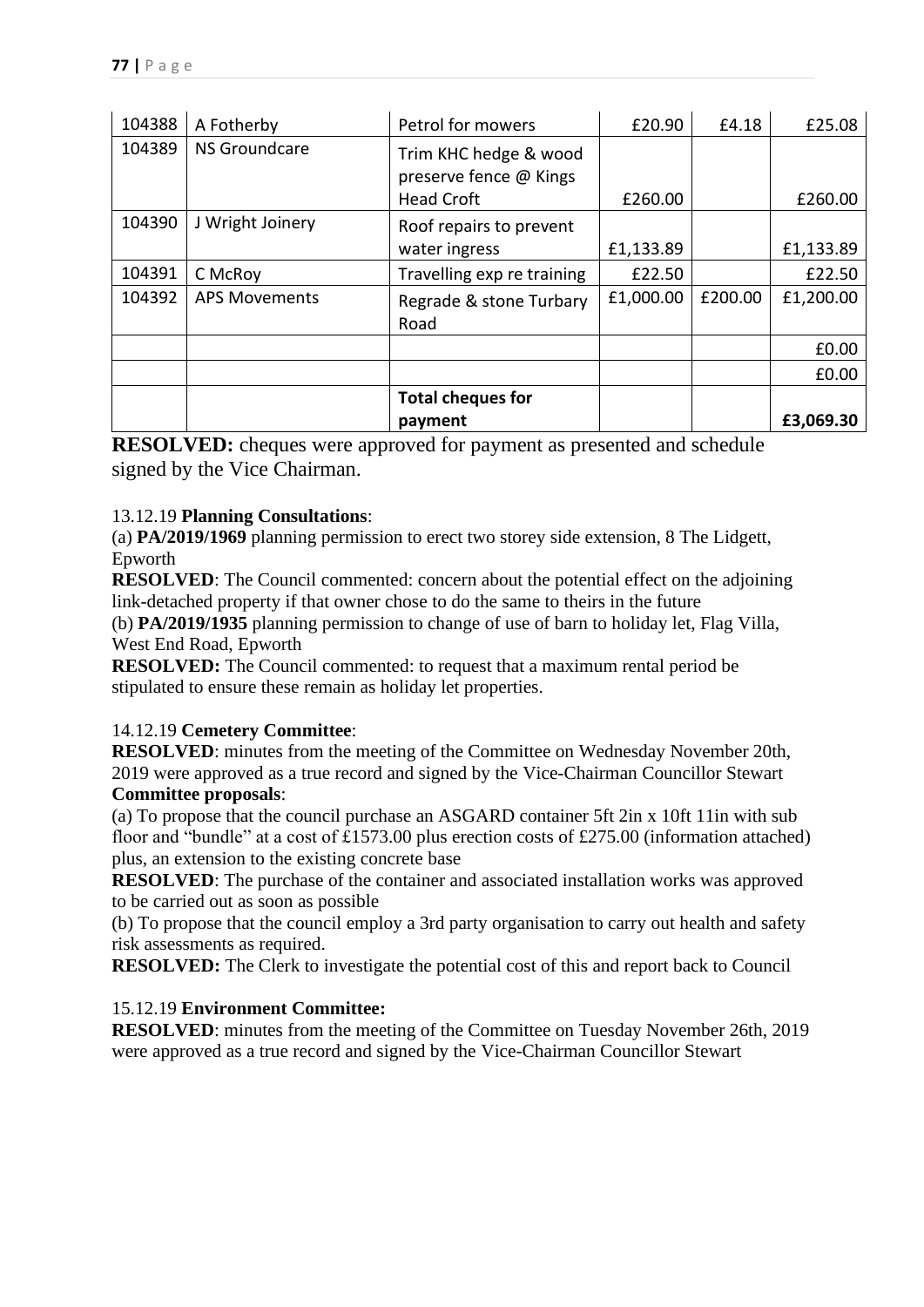| 104388 | A Fotherby | Petrol for mowers | £20.90 | £4.18 | £25.08 |
|---|---|---|---|---|---|
| 104389 | NS Groundcare | Trim KHC hedge & wood preserve fence @ Kings Head Croft | £260.00 | | £260.00 |
| 104390 | J Wright Joinery | Roof repairs to prevent water ingress | £1,133.89 | | £1,133.89 |
| 104391 | C McRoy | Travelling exp re training | £22.50 | | £22.50 |
| 104392 | APS Movements | Regrade & stone Turbary Road | £1,000.00 | £200.00 | £1,200.00 |
| | | | | | £0.00 |
| | | | | | £0.00 |
| | | **Total cheques for payment** | | | **£3,069.30** |

**RESOLVED:** cheques were approved for payment as presented and schedule signed by the Vice Chairman.

13.12.19 **Planning Consultations**:

(a) **PA/2019/1969** planning permission to erect two storey side extension, 8 The Lidgett, Epworth

**RESOLVED**: The Council commented: concern about the potential effect on the adjoining link-detached property if that owner chose to do the same to theirs in the future

(b) **PA/2019/1935** planning permission to change of use of barn to holiday let, Flag Villa, West End Road, Epworth

**RESOLVED:** The Council commented: to request that a maximum rental period be stipulated to ensure these remain as holiday let properties.

14.12.19 **Cemetery Committee**:

**RESOLVED**: minutes from the meeting of the Committee on Wednesday November 20th, 2019 were approved as a true record and signed by the Vice-Chairman Councillor Stewart

**Committee proposals**:

(a) To propose that the council purchase an ASGARD container 5ft 2in x 10ft 11in with sub floor and "bundle" at a cost of £1573.00 plus erection costs of £275.00 (information attached) plus, an extension to the existing concrete base

**RESOLVED**: The purchase of the container and associated installation works was approved to be carried out as soon as possible

(b) To propose that the council employ a 3rd party organisation to carry out health and safety risk assessments as required.

**RESOLVED:** The Clerk to investigate the potential cost of this and report back to Council

15.12.19 **Environment Committee:**

**RESOLVED**: minutes from the meeting of the Committee on Tuesday November 26th, 2019 were approved as a true record and signed by the Vice-Chairman Councillor Stewart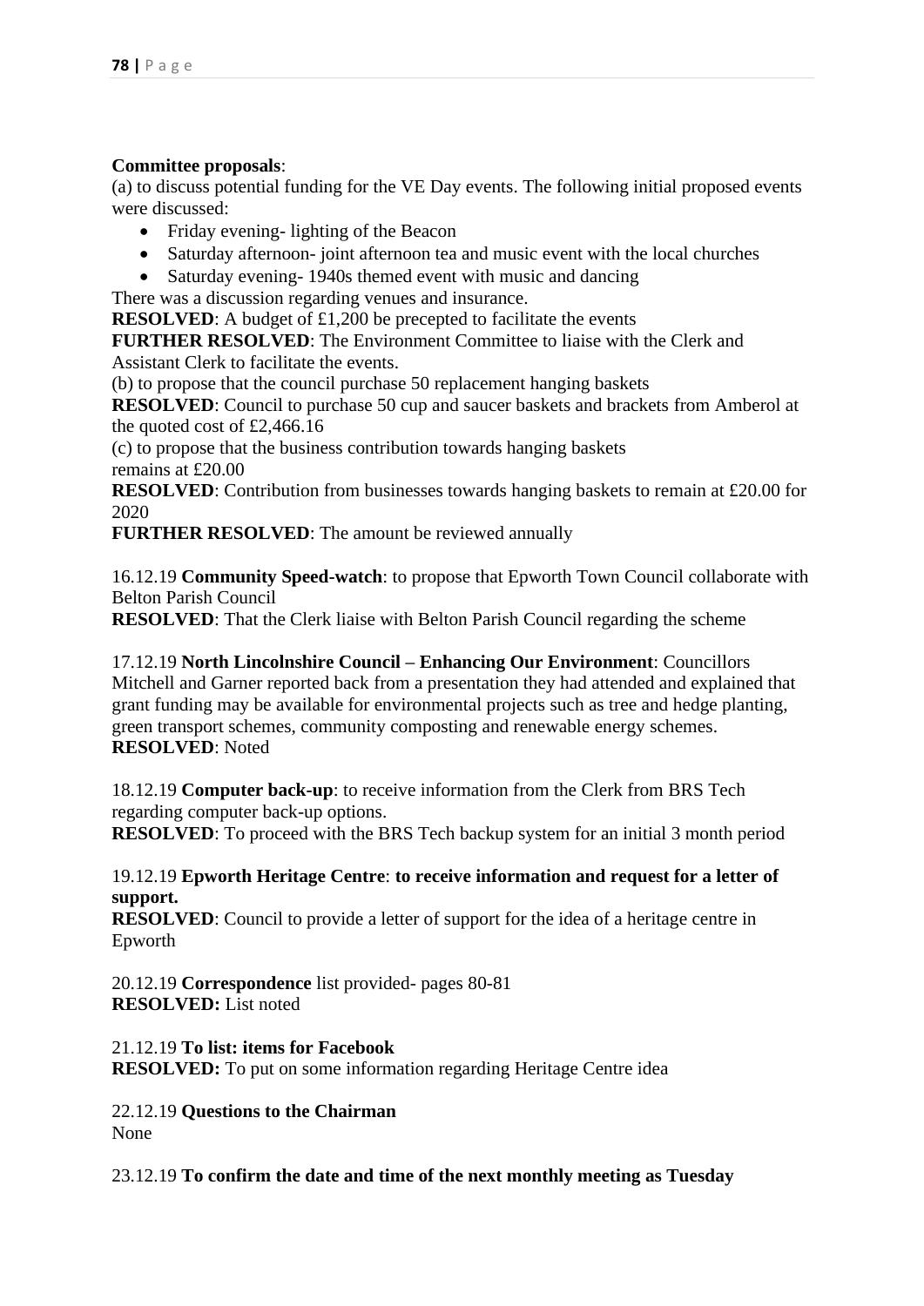**Committee proposals**:
(a) to discuss potential funding for the VE Day events. The following initial proposed events were discussed:

- Friday evening- lighting of the Beacon
- Saturday afternoon- joint afternoon tea and music event with the local churches
- Saturday evening- 1940s themed event with music and dancing

There was a discussion regarding venues and insurance.
**RESOLVED**: A budget of £1,200 be precepted to facilitate the events
**FURTHER RESOLVED**: The Environment Committee to liaise with the Clerk and Assistant Clerk to facilitate the events.
(b) to propose that the council purchase 50 replacement hanging baskets
**RESOLVED**: Council to purchase 50 cup and saucer baskets and brackets from Amberol at the quoted cost of £2,466.16
(c) to propose that the business contribution towards hanging baskets remains at £20.00
**RESOLVED**: Contribution from businesses towards hanging baskets to remain at £20.00 for 2020
**FURTHER RESOLVED**: The amount be reviewed annually

16.12.19 **Community Speed-watch**: to propose that Epworth Town Council collaborate with Belton Parish Council
**RESOLVED**: That the Clerk liaise with Belton Parish Council regarding the scheme

17.12.19 **North Lincolnshire Council – Enhancing Our Environment**: Councillors Mitchell and Garner reported back from a presentation they had attended and explained that grant funding may be available for environmental projects such as tree and hedge planting, green transport schemes, community composting and renewable energy schemes.
**RESOLVED**: Noted

18.12.19 **Computer back-up**: to receive information from the Clerk from BRS Tech regarding computer back-up options.
**RESOLVED**: To proceed with the BRS Tech backup system for an initial 3 month period

19.12.19 **Epworth Heritage Centre**: **to receive information and request for a letter of support.**
**RESOLVED**: Council to provide a letter of support for the idea of a heritage centre in Epworth

20.12.19 **Correspondence** list provided- pages 80-81
**RESOLVED:** List noted

21.12.19 **To list: items for Facebook**
**RESOLVED:** To put on some information regarding Heritage Centre idea

22.12.19 **Questions to the Chairman**
None

23.12.19 **To confirm the date and time of the next monthly meeting as Tuesday**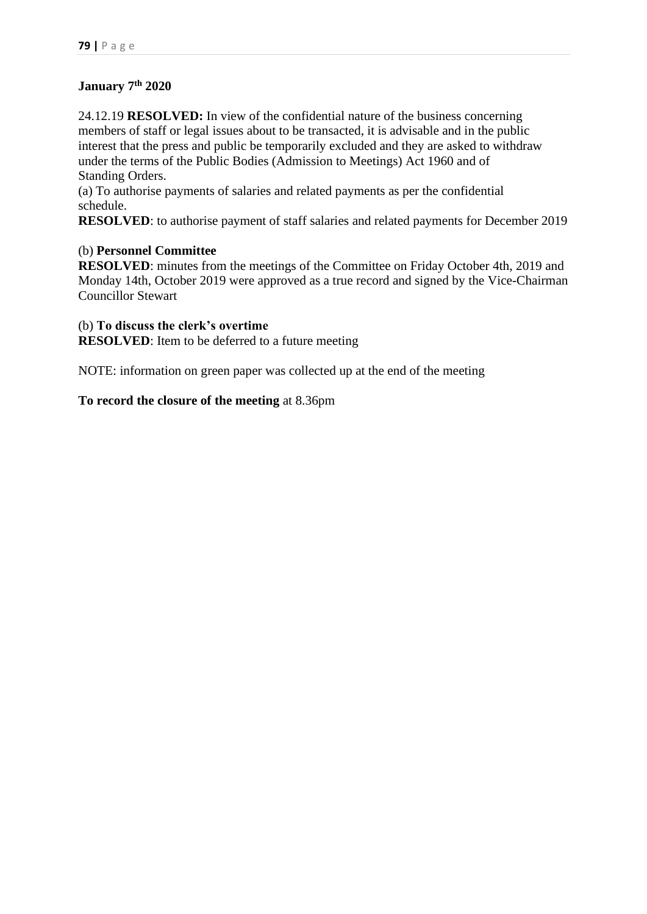**January 7th 2020**

24.12.19 **RESOLVED:** In view of the confidential nature of the business concerning members of staff or legal issues about to be transacted, it is advisable and in the public interest that the press and public be temporarily excluded and they are asked to withdraw under the terms of the Public Bodies (Admission to Meetings) Act 1960 and of Standing Orders.

(a) To authorise payments of salaries and related payments as per the confidential schedule.

**RESOLVED**: to authorise payment of staff salaries and related payments for December 2019

(b) **Personnel Committee**

**RESOLVED**: minutes from the meetings of the Committee on Friday October 4th, 2019 and Monday 14th, October 2019 were approved as a true record and signed by the Vice-Chairman Councillor Stewart

(b) **To discuss the clerk's overtime**

**RESOLVED**: Item to be deferred to a future meeting

NOTE: information on green paper was collected up at the end of the meeting

**To record the closure of the meeting** at 8.36pm